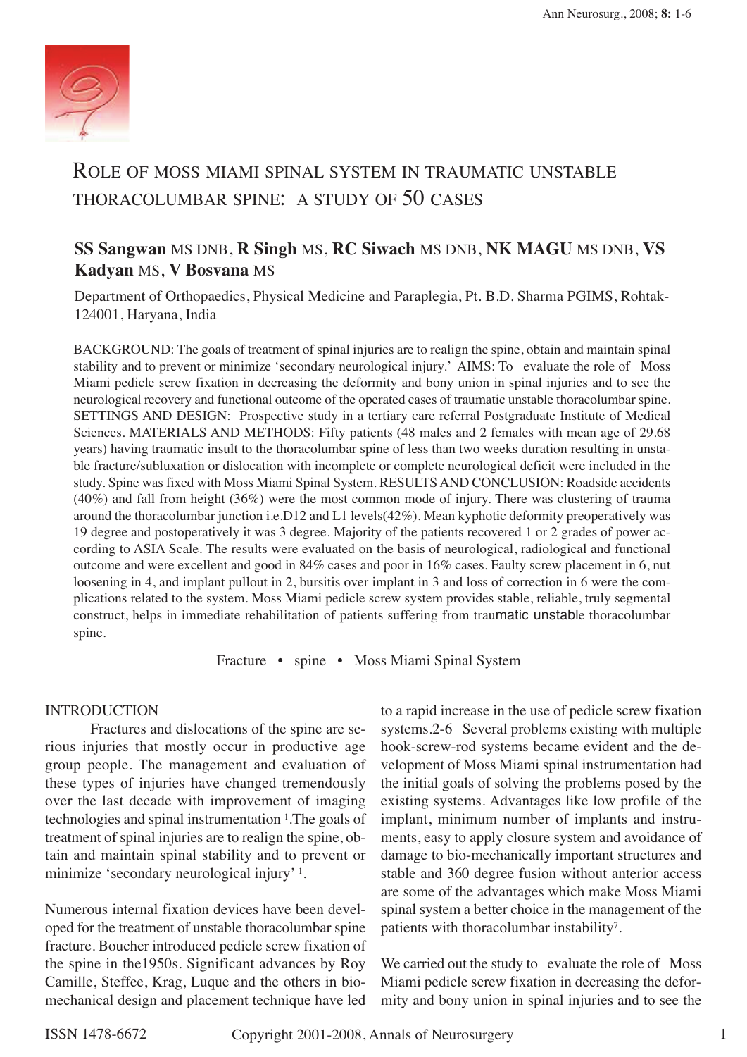# Role of Moss Miami Spinal System in Traumatic Unstable Thoracolumbar Spine: A Study of 50 Cases

**SS Sangwan** MS DNB, **R Singh** MS, **RC Siwach** MS DNB, **NK MAGU** MS DNB, **VS Kadyan** MS, **V Bosvana** MS

Department of Orthopaedics, Physical Medicine and Paraplegia, Pt. B.D. Sharma PGIMS, Rohtak-124001, Haryana, India

BACKGROUND: The goals of treatment of spinal injuries are to realign the spine, obtain and maintain spinal stability and to prevent or minimize 'secondary neurological injury.' AIMS: To evaluate the role of Moss Miami pedicle screw fixation in decreasing the deformity and bony union in spinal injuries and to see the neurological recovery and functional outcome of the operated cases of traumatic unstable thoracolumbar spine. SETTINGS AND DESIGN: Prospective study in a tertiary care referral Postgraduate Institute of Medical Sciences. MATERIALS AND METHODS: Fifty patients (48 males and 2 females with mean age of 29.68 years) having traumatic insult to the thoracolumbar spine of less than two weeks duration resulting in unstable fracture/subluxation or dislocation with incomplete or complete neurological deficit were included in the study. Spine was fixed with Moss Miami Spinal System. RESULTS AND CONCLUSION: Roadside accidents (40%) and fall from height (36%) were the most common mode of injury. There was clustering of trauma around the thoracolumbar junction i.e.D12 and L1 levels(42%). Mean kyphotic deformity preoperatively was 19 degree and postoperatively it was 3 degree. Majority of the patients recovered 1 or 2 grades of power according to ASIA Scale. The results were evaluated on the basis of neurological, radiological and functional outcome and were excellent and good in 84% cases and poor in 16% cases. Faulty screw placement in 6, nut loosening in 4, and implant pullout in 2, bursitis over implant in 3 and loss of correction in 6 were the complications related to the system. Moss Miami pedicle screw system provides stable, reliable, truly segmental construct, helps in immediate rehabilitation of patients suffering from traumatic unstable thoracolumbar spine.

Fracture • spine • Moss Miami Spinal System

## INTRODUCTION

Fractures and dislocations of the spine are serious injuries that mostly occur in productive age group people. The management and evaluation of these types of injuries have changed tremendously over the last decade with improvement of imaging technologies and spinal instrumentation [1]. The goals of treatment of spinal injuries are to realign the spine, obtain and maintain spinal stability and to prevent or minimize 'secondary neurological injury' [1].

Numerous internal fixation devices have been developed for the treatment of unstable thoracolumbar spine fracture. Boucher introduced pedicle screw fixation of the spine in the1950s. Significant advances by Roy Camille, Steffee, Krag, Luque and the others in biomechanical design and placement technique have led to a rapid increase in the use of pedicle screw fixation systems.2-6 Several problems existing with multiple hook-screw-rod systems became evident and the development of Moss Miami spinal instrumentation had the initial goals of solving the problems posed by the existing systems. Advantages like low profile of the implant, minimum number of implants and instruments, easy to apply closure system and avoidance of damage to bio-mechanically important structures and stable and 360 degree fusion without anterior access are some of the advantages which make Moss Miami spinal system a better choice in the management of the patients with thoracolumbar instability[7].

We carried out the study to evaluate the role of Moss Miami pedicle screw fixation in decreasing the deformity and bony union in spinal injuries and to see the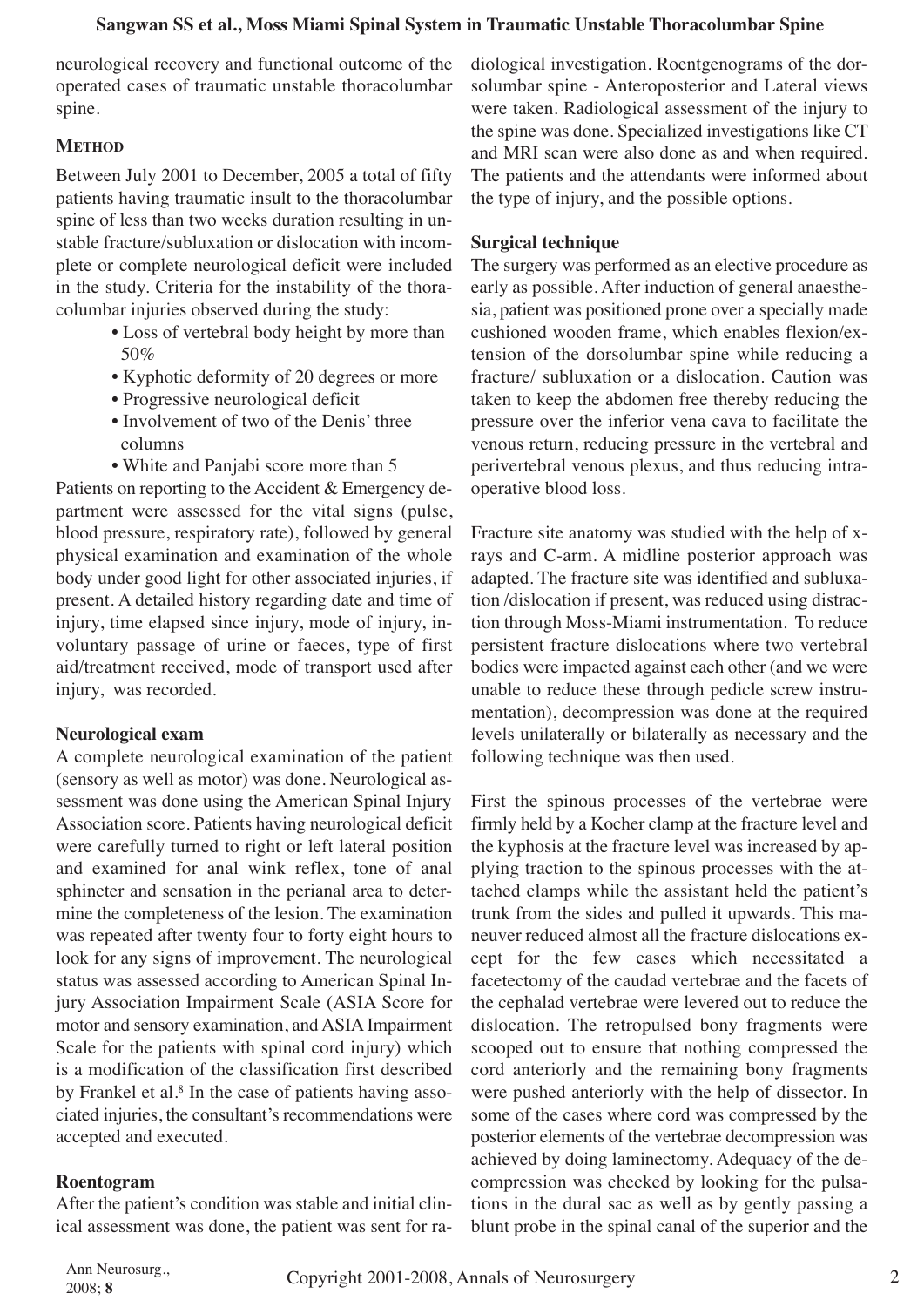neurological recovery and functional outcome of the operated cases of traumatic unstable thoracolumbar spine.

## METHOD

Between July 2001 to December, 2005 a total of fifty patients having traumatic insult to the thoracolumbar spine of less than two weeks duration resulting in unstable fracture/subluxation or dislocation with incomplete or complete neurological deficit were included in the study. Criteria for the instability of the thoracolumbar injuries observed during the study:

- Loss of vertebral body height by more than 50%
- Kyphotic deformity of 20 degrees or more
- Progressive neurological deficit
- Involvement of two of the Denis' three columns
- White and Panjabi score more than 5

Patients on reporting to the Accident & Emergency department were assessed for the vital signs (pulse, blood pressure, respiratory rate), followed by general physical examination and examination of the whole body under good light for other associated injuries, if present. A detailed history regarding date and time of injury, time elapsed since injury, mode of injury, involuntary passage of urine or faeces, type of first aid/treatment received, mode of transport used after injury, was recorded.

### Neurological exam

A complete neurological examination of the patient (sensory as well as motor) was done. Neurological assessment was done using the American Spinal Injury Association score. Patients having neurological deficit were carefully turned to right or left lateral position and examined for anal wink reflex, tone of anal sphincter and sensation in the perianal area to determine the completeness of the lesion. The examination was repeated after twenty four to forty eight hours to look for any signs of improvement. The neurological status was assessed according to American Spinal Injury Association Impairment Scale (ASIA Score for motor and sensory examination, and ASIA Impairment Scale for the patients with spinal cord injury) which is a modification of the classification first described by Frankel et al.[8] In the case of patients having associated injuries, the consultant's recommendations were accepted and executed.

### Roentogram

After the patient's condition was stable and initial clinical assessment was done, the patient was sent for radiological investigation. Roentgenograms of the dorsolumbar spine - Anteroposterior and Lateral views were taken. Radiological assessment of the injury to the spine was done. Specialized investigations like CT and MRI scan were also done as and when required. The patients and the attendants were informed about the type of injury, and the possible options.

### Surgical technique

The surgery was performed as an elective procedure as early as possible. After induction of general anaesthesia, patient was positioned prone over a specially made cushioned wooden frame, which enables flexion/extension of the dorsolumbar spine while reducing a fracture/ subluxation or a dislocation. Caution was taken to keep the abdomen free thereby reducing the pressure over the inferior vena cava to facilitate the venous return, reducing pressure in the vertebral and perivertebral venous plexus, and thus reducing intraoperative blood loss.

Fracture site anatomy was studied with the help of x-rays and C-arm. A midline posterior approach was adapted. The fracture site was identified and subluxation /dislocation if present, was reduced using distraction through Moss-Miami instrumentation. To reduce persistent fracture dislocations where two vertebral bodies were impacted against each other (and we were unable to reduce these through pedicle screw instrumentation), decompression was done at the required levels unilaterally or bilaterally as necessary and the following technique was then used.

First the spinous processes of the vertebrae were firmly held by a Kocher clamp at the fracture level and the kyphosis at the fracture level was increased by applying traction to the spinous processes with the attached clamps while the assistant held the patient's trunk from the sides and pulled it upwards. This maneuver reduced almost all the fracture dislocations except for the few cases which necessitated a facetectomy of the caudad vertebrae and the facets of the cephalad vertebrae were levered out to reduce the dislocation. The retropulsed bony fragments were scooped out to ensure that nothing compressed the cord anteriorly and the remaining bony fragments were pushed anteriorly with the help of dissector. In some of the cases where cord was compressed by the posterior elements of the vertebrae decompression was achieved by doing laminectomy. Adequacy of the decompression was checked by looking for the pulsations in the dural sac as well as by gently passing a blunt probe in the spinal canal of the superior and the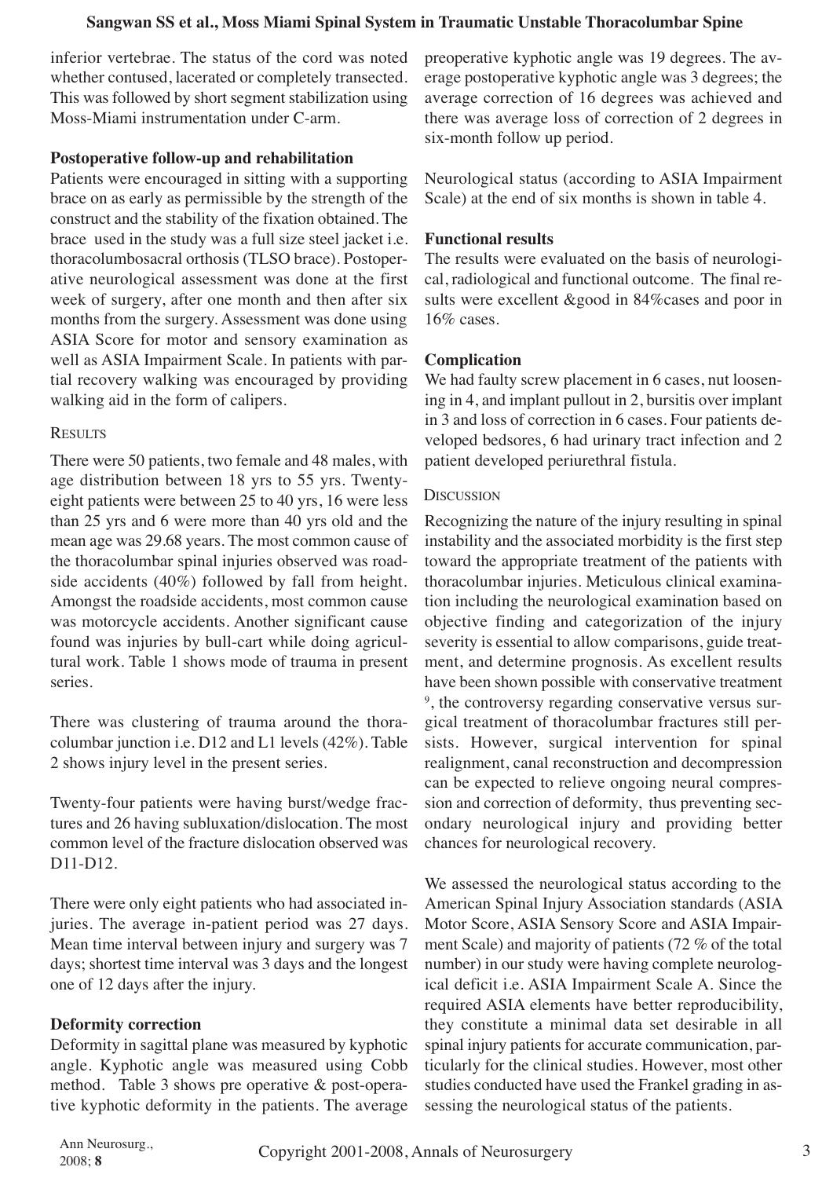inferior vertebrae. The status of the cord was noted whether contused, lacerated or completely transected. This was followed by short segment stabilization using Moss-Miami instrumentation under C-arm.

### Postoperative follow-up and rehabilitation

Patients were encouraged in sitting with a supporting brace on as early as permissible by the strength of the construct and the stability of the fixation obtained. The brace used in the study was a full size steel jacket i.e. thoracolumbosacral orthosis (TLSO brace). Postoperative neurological assessment was done at the first week of surgery, after one month and then after six months from the surgery. Assessment was done using ASIA Score for motor and sensory examination as well as ASIA Impairment Scale. In patients with partial recovery walking was encouraged by providing walking aid in the form of calipers.

## Results

There were 50 patients, two female and 48 males, with age distribution between 18 yrs to 55 yrs. Twenty-eight patients were between 25 to 40 yrs, 16 were less than 25 yrs and 6 were more than 40 yrs old and the mean age was 29.68 years. The most common cause of the thoracolumbar spinal injuries observed was roadside accidents (40%) followed by fall from height. Amongst the roadside accidents, most common cause was motorcycle accidents. Another significant cause found was injuries by bull-cart while doing agricultural work. Table 1 shows mode of trauma in present series.

There was clustering of trauma around the thoracolumbar junction i.e. D12 and L1 levels (42%). Table 2 shows injury level in the present series.

Twenty-four patients were having burst/wedge fractures and 26 having subluxation/dislocation. The most common level of the fracture dislocation observed was D11-D12.

There were only eight patients who had associated injuries. The average in-patient period was 27 days. Mean time interval between injury and surgery was 7 days; shortest time interval was 3 days and the longest one of 12 days after the injury.

### Deformity correction

Deformity in sagittal plane was measured by kyphotic angle. Kyphotic angle was measured using Cobb method. Table 3 shows pre operative & post-operative kyphotic deformity in the patients. The average preoperative kyphotic angle was 19 degrees. The average postoperative kyphotic angle was 3 degrees; the average correction of 16 degrees was achieved and there was average loss of correction of 2 degrees in six-month follow up period.

Neurological status (according to ASIA Impairment Scale) at the end of six months is shown in table 4.

### Functional results

The results were evaluated on the basis of neurological, radiological and functional outcome. The final results were excellent &good in 84%cases and poor in 16% cases.

### Complication

We had faulty screw placement in 6 cases, nut loosening in 4, and implant pullout in 2, bursitis over implant in 3 and loss of correction in 6 cases. Four patients developed bedsores, 6 had urinary tract infection and 2 patient developed periurethral fistula.

## Discussion

Recognizing the nature of the injury resulting in spinal instability and the associated morbidity is the first step toward the appropriate treatment of the patients with thoracolumbar injuries. Meticulous clinical examination including the neurological examination based on objective finding and categorization of the injury severity is essential to allow comparisons, guide treatment, and determine prognosis. As excellent results have been shown possible with conservative treatment [9], the controversy regarding conservative versus surgical treatment of thoracolumbar fractures still persists. However, surgical intervention for spinal realignment, canal reconstruction and decompression can be expected to relieve ongoing neural compression and correction of deformity, thus preventing secondary neurological injury and providing better chances for neurological recovery.

We assessed the neurological status according to the American Spinal Injury Association standards (ASIA Motor Score, ASIA Sensory Score and ASIA Impairment Scale) and majority of patients (72 % of the total number) in our study were having complete neurological deficit i.e. ASIA Impairment Scale A. Since the required ASIA elements have better reproducibility, they constitute a minimal data set desirable in all spinal injury patients for accurate communication, particularly for the clinical studies. However, most other studies conducted have used the Frankel grading in assessing the neurological status of the patients.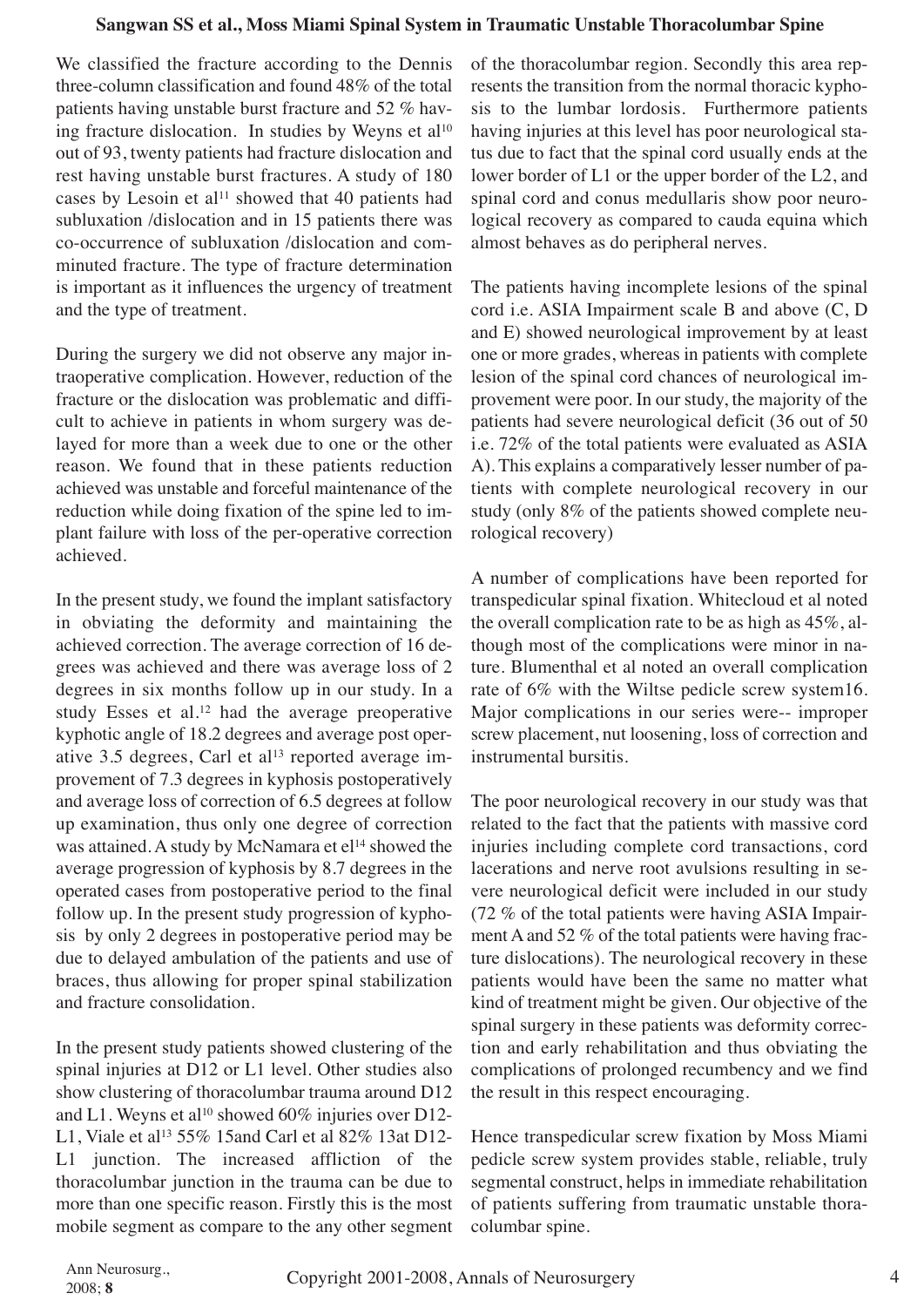We classified the fracture according to the Dennis three-column classification and found 48% of the total patients having unstable burst fracture and 52 % having fracture dislocation. In studies by Weyns et al[10] out of 93, twenty patients had fracture dislocation and rest having unstable burst fractures. A study of 180 cases by Lesoin et al[11] showed that 40 patients had subluxation /dislocation and in 15 patients there was co-occurrence of subluxation /dislocation and comminuted fracture. The type of fracture determination is important as it influences the urgency of treatment and the type of treatment.

During the surgery we did not observe any major intraoperative complication. However, reduction of the fracture or the dislocation was problematic and difficult to achieve in patients in whom surgery was delayed for more than a week due to one or the other reason. We found that in these patients reduction achieved was unstable and forceful maintenance of the reduction while doing fixation of the spine led to implant failure with loss of the per-operative correction achieved.

In the present study, we found the implant satisfactory in obviating the deformity and maintaining the achieved correction. The average correction of 16 degrees was achieved and there was average loss of 2 degrees in six months follow up in our study. In a study Esses et al.[12] had the average preoperative kyphotic angle of 18.2 degrees and average post operative 3.5 degrees, Carl et al[13] reported average improvement of 7.3 degrees in kyphosis postoperatively and average loss of correction of 6.5 degrees at follow up examination, thus only one degree of correction was attained. A study by McNamara et el[14] showed the average progression of kyphosis by 8.7 degrees in the operated cases from postoperative period to the final follow up. In the present study progression of kyphosis by only 2 degrees in postoperative period may be due to delayed ambulation of the patients and use of braces, thus allowing for proper spinal stabilization and fracture consolidation.

In the present study patients showed clustering of the spinal injuries at D12 or L1 level. Other studies also show clustering of thoracolumbar trauma around D12 and L1. Weyns et al[10] showed 60% injuries over D12-L1, Viale et al[13] 55% 15and Carl et al 82% 13at D12-L1 junction. The increased affliction of the thoracolumbar junction in the trauma can be due to more than one specific reason. Firstly this is the most mobile segment as compare to the any other segment of the thoracolumbar region. Secondly this area represents the transition from the normal thoracic kyphosis to the lumbar lordosis. Furthermore patients having injuries at this level has poor neurological status due to fact that the spinal cord usually ends at the lower border of L1 or the upper border of the L2, and spinal cord and conus medullaris show poor neurological recovery as compared to cauda equina which almost behaves as do peripheral nerves.

The patients having incomplete lesions of the spinal cord i.e. ASIA Impairment scale B and above (C, D and E) showed neurological improvement by at least one or more grades, whereas in patients with complete lesion of the spinal cord chances of neurological improvement were poor. In our study, the majority of the patients had severe neurological deficit (36 out of 50 i.e. 72% of the total patients were evaluated as ASIA A). This explains a comparatively lesser number of patients with complete neurological recovery in our study (only 8% of the patients showed complete neurological recovery)

A number of complications have been reported for transpedicular spinal fixation. Whitecloud et al noted the overall complication rate to be as high as 45%, although most of the complications were minor in nature. Blumenthal et al noted an overall complication rate of 6% with the Wiltse pedicle screw system16. Major complications in our series were-- improper screw placement, nut loosening, loss of correction and instrumental bursitis.

The poor neurological recovery in our study was that related to the fact that the patients with massive cord injuries including complete cord transactions, cord lacerations and nerve root avulsions resulting in severe neurological deficit were included in our study (72 % of the total patients were having ASIA Impairment A and 52 % of the total patients were having fracture dislocations). The neurological recovery in these patients would have been the same no matter what kind of treatment might be given. Our objective of the spinal surgery in these patients was deformity correction and early rehabilitation and thus obviating the complications of prolonged recumbency and we find the result in this respect encouraging.

Hence transpedicular screw fixation by Moss Miami pedicle screw system provides stable, reliable, truly segmental construct, helps in immediate rehabilitation of patients suffering from traumatic unstable thoracolumbar spine.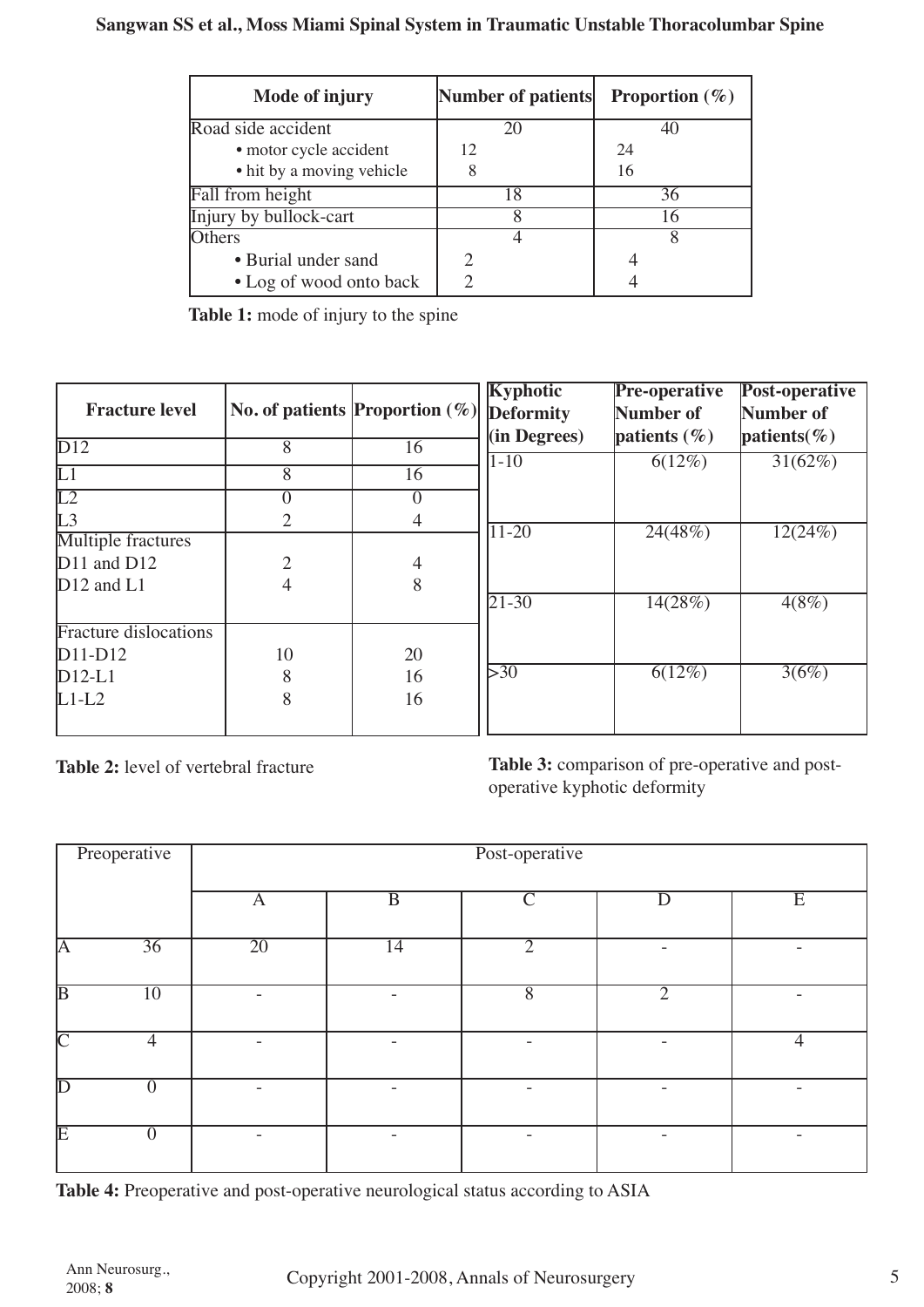| Mode of injury | Number of patients | Proportion (%) |
|---|---|---|
| Road side accident | 20 | 40 |
| • motor cycle accident | 12 | 24 |
| • hit by a moving vehicle | 8 | 16 |
| Fall from height | 18 | 36 |
| Injury by bullock-cart | 8 | 16 |
| Others | 4 | 8 |
| • Burial under sand | 2 | 4 |
| • Log of wood onto back | 2 | 4 |

**Table 1:** mode of injury to the spine

| Fracture level | No. of patients | Proportion (%) |
|---|---|---|
| D12 | 8 | 16 |
| L1 | 8 | 16 |
| L2 | 0 | 0 |
| L3 | 2 | 4 |
| Multiple fractures | | |
| D11 and D12 | 2 | 4 |
| D12 and L1 | 4 | 8 |
| Fracture dislocations | | |
| D11-D12 | 10 | 20 |
| D12-L1 | 8 | 16 |
| L1-L2 | 8 | 16 |

**Table 2:** level of vertebral fracture

| Kyphotic Deformity (in Degrees) | Pre-operative Number of patients (%) | Post-operative Number of patients(%) |
|---|---|---|
| 1-10 | 6(12%) | 31(62%) |
| 11-20 | 24(48%) | 12(24%) |
| 21-30 | 14(28%) | 4(8%) |
| >30 | 6(12%) | 3(6%) |

**Table 3:** comparison of pre-operative and post-operative kyphotic deformity

| Preoperative | | Post-operative | | | | |
|---|---|---|---|---|---|---|
| | | A | B | C | D | E |
| A | 36 | 20 | 14 | 2 | - | - |
| B | 10 | - | - | 8 | 2 | - |
| C | 4 | - | - | - | - | 4 |
| D | 0 | - | - | - | - | - |
| E | 0 | - | - | - | - | - |

**Table 4:** Preoperative and post-operative neurological status according to ASIA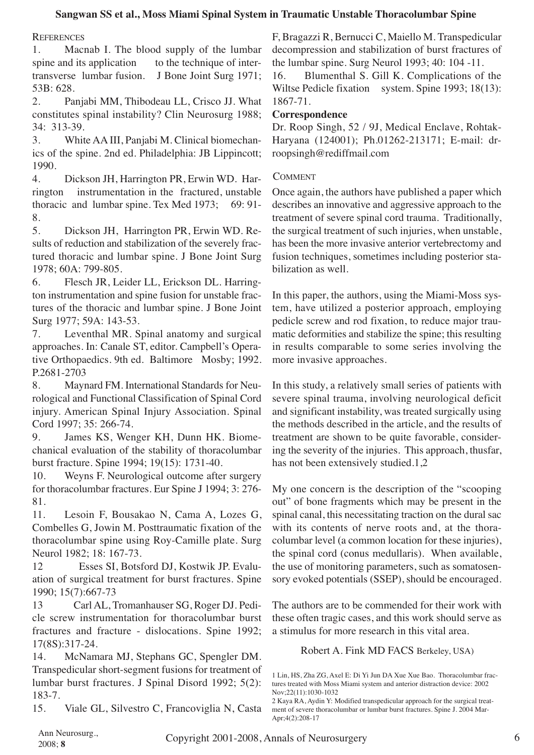## References

1. Macnab I. The blood supply of the lumbar spine and its application to the technique of intertransverse lumbar fusion. J Bone Joint Surg 1971; 53B: 628.
2. Panjabi MM, Thibodeau LL, Crisco JJ. What constitutes spinal instability? Clin Neurosurg 1988; 34: 313-39.
3. White AA III, Panjabi M. Clinical biomechanics of the spine. 2nd ed. Philadelphia: JB Lippincott; 1990.
4. Dickson JH, Harrington PR, Erwin WD. Harrington instrumentation in the fractured, unstable thoracic and lumbar spine. Tex Med 1973; 69: 91-8.
5. Dickson JH, Harrington PR, Erwin WD. Results of reduction and stabilization of the severely fractured thoracic and lumbar spine. J Bone Joint Surg 1978; 60A: 799-805.
6. Flesch JR, Leider LL, Erickson DL. Harrington instrumentation and spine fusion for unstable fractures of the thoracic and lumbar spine. J Bone Joint Surg 1977; 59A: 143-53.
7. Leventhal MR. Spinal anatomy and surgical approaches. In: Canale ST, editor. Campbell's Operative Orthopaedics. 9th ed. Baltimore Mosby; 1992. P.2681-2703
8. Maynard FM. International Standards for Neurological and Functional Classification of Spinal Cord injury. American Spinal Injury Association. Spinal Cord 1997; 35: 266-74.
9. James KS, Wenger KH, Dunn HK. Biomechanical evaluation of the stability of thoracolumbar burst fracture. Spine 1994; 19(15): 1731-40.
10. Weyns F. Neurological outcome after surgery for thoracolumbar fractures. Eur Spine J 1994; 3: 276-81.
11. Lesoin F, Bousakao N, Cama A, Lozes G, Combelles G, Jowin M. Posttraumatic fixation of the thoracolumbar spine using Roy-Camille plate. Surg Neurol 1982; 18: 167-73.
12. Esses SI, Botsford DJ, Kostwik JP. Evaluation of surgical treatment for burst fractures. Spine 1990; 15(7):667-73
13. Carl AL, Tromanhauser SG, Roger DJ. Pedicle screw instrumentation for thoracolumbar burst fractures and fracture - dislocations. Spine 1992; 17(8S):317-24.
14. McNamara MJ, Stephans GC, Spengler DM. Transpedicular short-segment fusions for treatment of lumbar burst fractures. J Spinal Disord 1992; 5(2): 183-7.
15. Viale GL, Silvestro C, Francoviglia N, Casta F, Bragazzi R, Bernucci C, Maiello M. Transpedicular decompression and stabilization of burst fractures of the lumbar spine. Surg Neurol 1993; 40: 104 -11.
16. Blumenthal S. Gill K. Complications of the Wiltse Pedicle fixation system. Spine 1993; 18(13): 1867-71.

**Correspondence**

Dr. Roop Singh, 52 / 9J, Medical Enclave, Rohtak-Haryana (124001); Ph.01262-213171; E-mail: drroopsingh@rediffmail.com

## Comment

Once again, the authors have published a paper which describes an innovative and aggressive approach to the treatment of severe spinal cord trauma. Traditionally, the surgical treatment of such injuries, when unstable, has been the more invasive anterior vertebrectomy and fusion techniques, sometimes including posterior stabilization as well.

In this paper, the authors, using the Miami-Moss system, have utilized a posterior approach, employing pedicle screw and rod fixation, to reduce major traumatic deformities and stabilize the spine; this resulting in results comparable to some series involving the more invasive approaches.

In this study, a relatively small series of patients with severe spinal trauma, involving neurological deficit and significant instability, was treated surgically using the methods described in the article, and the results of treatment are shown to be quite favorable, considering the severity of the injuries. This approach, thusfar, has not been extensively studied.[1,2]

My one concern is the description of the "scooping out" of bone fragments which may be present in the spinal canal, this necessitating traction on the dural sac with its contents of nerve roots and, at the thoracolumbar level (a common location for these injuries), the spinal cord (conus medullaris). When available, the use of monitoring parameters, such as somatosensory evoked potentials (SSEP), should be encouraged.

The authors are to be commended for their work with these often tragic cases, and this work should serve as a stimulus for more research in this vital area.

Robert A. Fink MD FACS Berkeley, USA)

1 Lin, HS, Zha ZG, Axel E: Di Yi Jun DA Xue Xue Bao. Thoracolumbar fractures treated with Moss Miami system and anterior distraction device: 2002 Nov;22(11):1030-1032

2 Kaya RA, Aydin Y: Modified transpedicular approach for the surgical treatment of severe thoracolumbar or lumbar burst fractures. Spine J. 2004 Mar-Apr;4(2):208-17